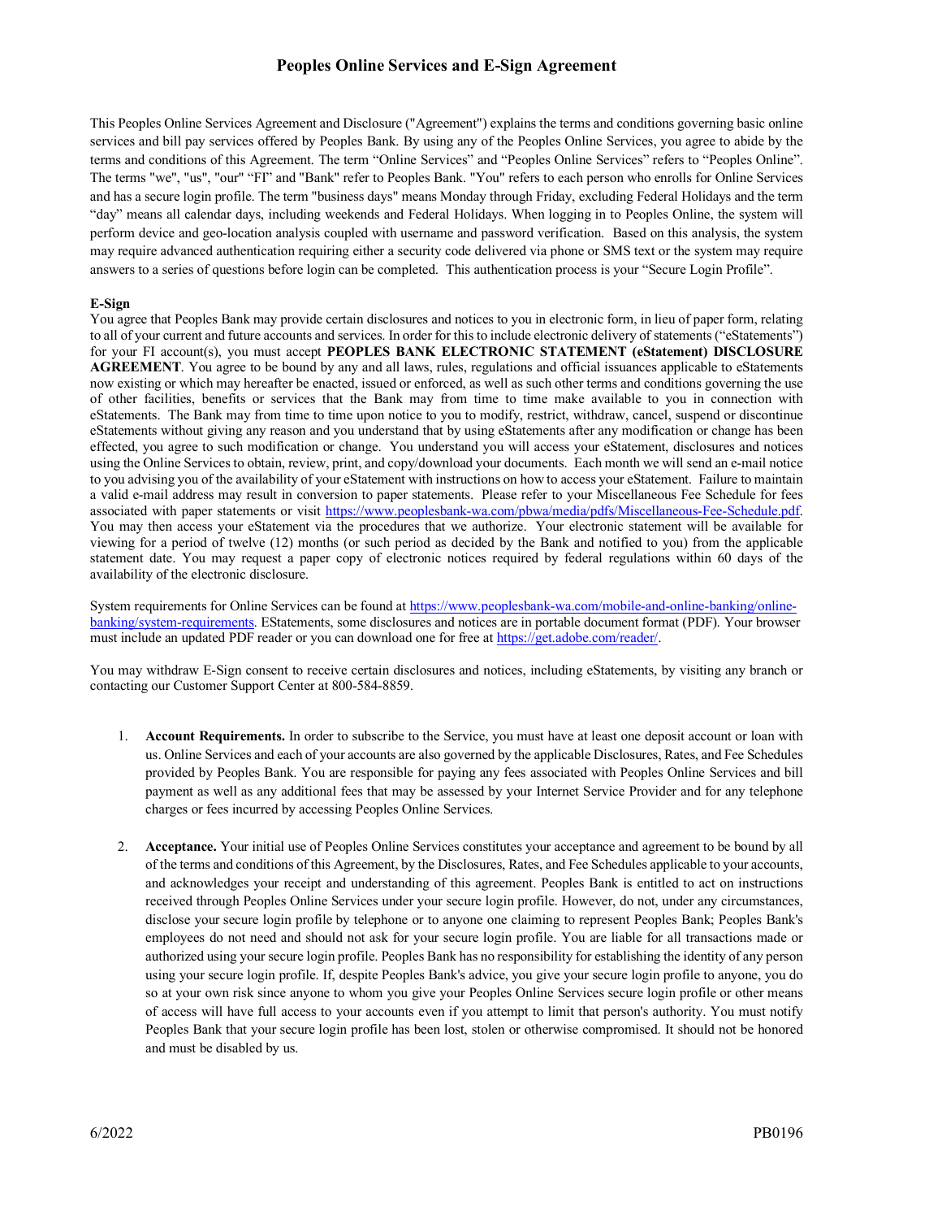# Peoples Online Services and E-Sign Agreement

This Peoples Online Services Agreement and Disclosure ("Agreement") explains the terms and conditions governing basic online services and bill pay services offered by Peoples Bank. By using any of the Peoples Online Services, you agree to abide by the terms and conditions of this Agreement. The term "Online Services" and "Peoples Online Services" refers to "Peoples Online". The terms "we", "us", "our" "FI" and "Bank" refer to Peoples Bank. "You" refers to each person who enrolls for Online Services and has a secure login profile. The term "business days" means Monday through Friday, excluding Federal Holidays and the term "day" means all calendar days, including weekends and Federal Holidays. When logging in to Peoples Online, the system will perform device and geo-location analysis coupled with username and password verification. Based on this analysis, the system may require advanced authentication requiring either a security code delivered via phone or SMS text or the system may require answers to a series of questions before login can be completed. This authentication process is your "Secure Login Profile".

**E-Sign**

You agree that Peoples Bank may provide certain disclosures and notices to you in electronic form, in lieu of paper form, relating to all of your current and future accounts and services. In order for this to include electronic delivery of statements ("eStatements") for your FI account(s), you must accept **PEOPLES BANK ELECTRONIC STATEMENT (eStatement) DISCLOSURE AGREEMENT**. You agree to be bound by any and all laws, rules, regulations and official issuances applicable to eStatements now existing or which may hereafter be enacted, issued or enforced, as well as such other terms and conditions governing the use of other facilities, benefits or services that the Bank may from time to time make available to you in connection with eStatements. The Bank may from time to time upon notice to you to modify, restrict, withdraw, cancel, suspend or discontinue eStatements without giving any reason and you understand that by using eStatements after any modification or change has been effected, you agree to such modification or change. You understand you will access your eStatement, disclosures and notices using the Online Services to obtain, review, print, and copy/download your documents. Each month we will send an e-mail notice to you advising you of the availability of your eStatement with instructions on how to access your eStatement. Failure to maintain a valid e-mail address may result in conversion to paper statements. Please refer to your Miscellaneous Fee Schedule for fees associated with paper statements or visit https://www.peoplesbank-wa.com/pbwa/media/pdfs/Miscellaneous-Fee-Schedule.pdf. You may then access your eStatement via the procedures that we authorize. Your electronic statement will be available for viewing for a period of twelve (12) months (or such period as decided by the Bank and notified to you) from the applicable statement date. You may request a paper copy of electronic notices required by federal regulations within 60 days of the availability of the electronic disclosure.

System requirements for Online Services can be found at https://www.peoplesbank-wa.com/mobile-and-online-banking/online-banking/system-requirements. EStatements, some disclosures and notices are in portable document format (PDF). Your browser must include an updated PDF reader or you can download one for free at https://get.adobe.com/reader/.

You may withdraw E-Sign consent to receive certain disclosures and notices, including eStatements, by visiting any branch or contacting our Customer Support Center at 800-584-8859.

1. **Account Requirements.** In order to subscribe to the Service, you must have at least one deposit account or loan with us. Online Services and each of your accounts are also governed by the applicable Disclosures, Rates, and Fee Schedules provided by Peoples Bank. You are responsible for paying any fees associated with Peoples Online Services and bill payment as well as any additional fees that may be assessed by your Internet Service Provider and for any telephone charges or fees incurred by accessing Peoples Online Services.

2. **Acceptance.** Your initial use of Peoples Online Services constitutes your acceptance and agreement to be bound by all of the terms and conditions of this Agreement, by the Disclosures, Rates, and Fee Schedules applicable to your accounts, and acknowledges your receipt and understanding of this agreement. Peoples Bank is entitled to act on instructions received through Peoples Online Services under your secure login profile. However, do not, under any circumstances, disclose your secure login profile by telephone or to anyone one claiming to represent Peoples Bank; Peoples Bank's employees do not need and should not ask for your secure login profile. You are liable for all transactions made or authorized using your secure login profile. Peoples Bank has no responsibility for establishing the identity of any person using your secure login profile. If, despite Peoples Bank's advice, you give your secure login profile to anyone, you do so at your own risk since anyone to whom you give your Peoples Online Services secure login profile or other means of access will have full access to your accounts even if you attempt to limit that person's authority. You must notify Peoples Bank that your secure login profile has been lost, stolen or otherwise compromised. It should not be honored and must be disabled by us.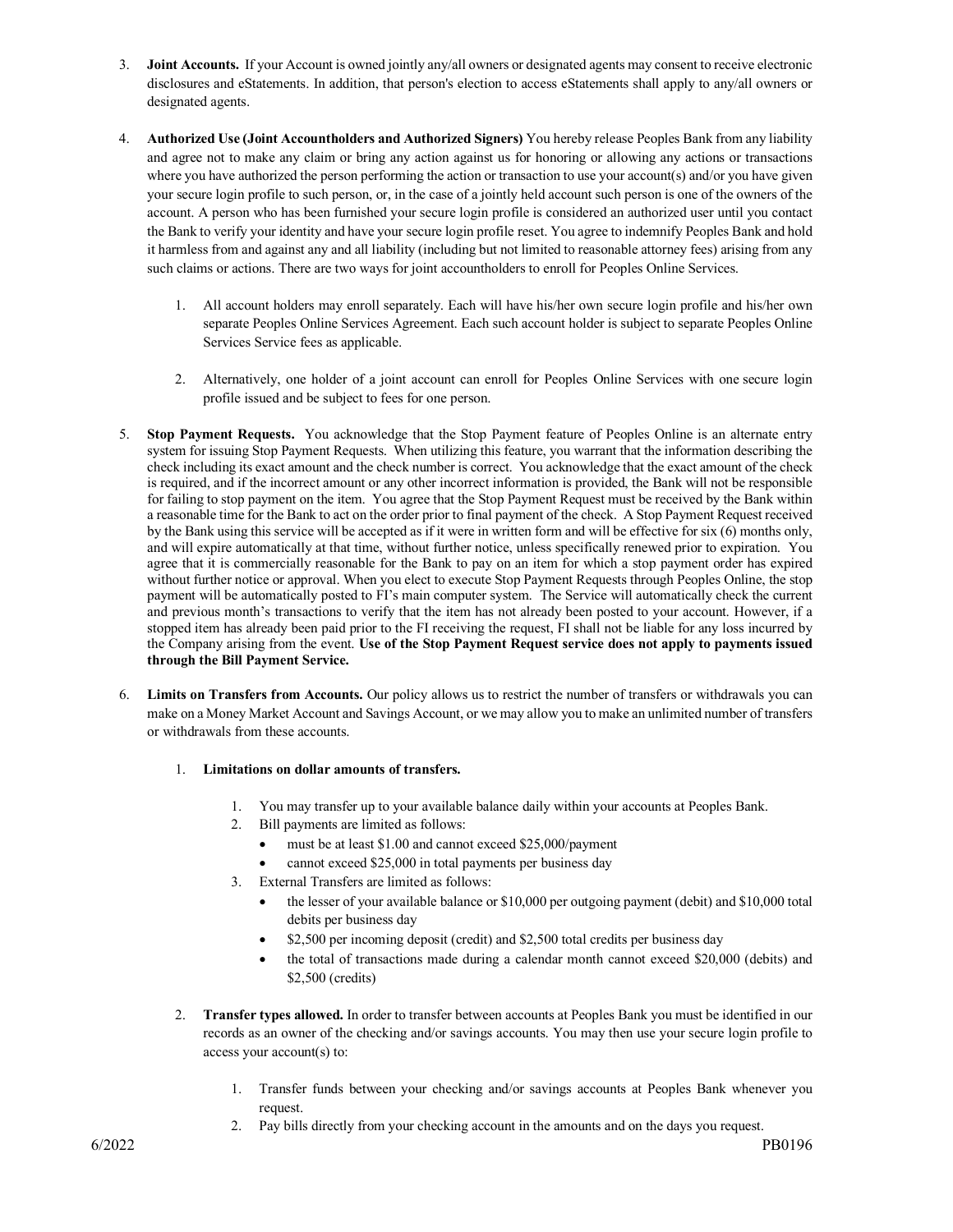3. **Joint Accounts.** If your Account is owned jointly any/all owners or designated agents may consent to receive electronic disclosures and eStatements. In addition, that person's election to access eStatements shall apply to any/all owners or designated agents.

4. **Authorized Use (Joint Accountholders and Authorized Signers)** You hereby release Peoples Bank from any liability and agree not to make any claim or bring any action against us for honoring or allowing any actions or transactions where you have authorized the person performing the action or transaction to use your account(s) and/or you have given your secure login profile to such person, or, in the case of a jointly held account such person is one of the owners of the account. A person who has been furnished your secure login profile is considered an authorized user until you contact the Bank to verify your identity and have your secure login profile reset. You agree to indemnify Peoples Bank and hold it harmless from and against any and all liability (including but not limited to reasonable attorney fees) arising from any such claims or actions. There are two ways for joint accountholders to enroll for Peoples Online Services.

    1. All account holders may enroll separately. Each will have his/her own secure login profile and his/her own separate Peoples Online Services Agreement. Each such account holder is subject to separate Peoples Online Services Service fees as applicable.

    2. Alternatively, one holder of a joint account can enroll for Peoples Online Services with one secure login profile issued and be subject to fees for one person.

5. **Stop Payment Requests.** You acknowledge that the Stop Payment feature of Peoples Online is an alternate entry system for issuing Stop Payment Requests. When utilizing this feature, you warrant that the information describing the check including its exact amount and the check number is correct. You acknowledge that the exact amount of the check is required, and if the incorrect amount or any other incorrect information is provided, the Bank will not be responsible for failing to stop payment on the item. You agree that the Stop Payment Request must be received by the Bank within a reasonable time for the Bank to act on the order prior to final payment of the check. A Stop Payment Request received by the Bank using this service will be accepted as if it were in written form and will be effective for six (6) months only, and will expire automatically at that time, without further notice, unless specifically renewed prior to expiration. You agree that it is commercially reasonable for the Bank to pay on an item for which a stop payment order has expired without further notice or approval. When you elect to execute Stop Payment Requests through Peoples Online, the stop payment will be automatically posted to FI's main computer system. The Service will automatically check the current and previous month's transactions to verify that the item has not already been posted to your account. However, if a stopped item has already been paid prior to the FI receiving the request, FI shall not be liable for any loss incurred by the Company arising from the event. **Use of the Stop Payment Request service does not apply to payments issued through the Bill Payment Service.**

6. **Limits on Transfers from Accounts.** Our policy allows us to restrict the number of transfers or withdrawals you can make on a Money Market Account and Savings Account, or we may allow you to make an unlimited number of transfers or withdrawals from these accounts.

    1. **Limitations on dollar amounts of transfers.**

        1. You may transfer up to your available balance daily within your accounts at Peoples Bank.
        2. Bill payments are limited as follows:
            - must be at least $1.00 and cannot exceed $25,000/payment
            - cannot exceed $25,000 in total payments per business day
        3. External Transfers are limited as follows:
            - the lesser of your available balance or $10,000 per outgoing payment (debit) and $10,000 total debits per business day
            - $2,500 per incoming deposit (credit) and $2,500 total credits per business day
            - the total of transactions made during a calendar month cannot exceed $20,000 (debits) and $2,500 (credits)

    2. **Transfer types allowed.** In order to transfer between accounts at Peoples Bank you must be identified in our records as an owner of the checking and/or savings accounts. You may then use your secure login profile to access your account(s) to:

        1. Transfer funds between your checking and/or savings accounts at Peoples Bank whenever you request.
        2. Pay bills directly from your checking account in the amounts and on the days you request.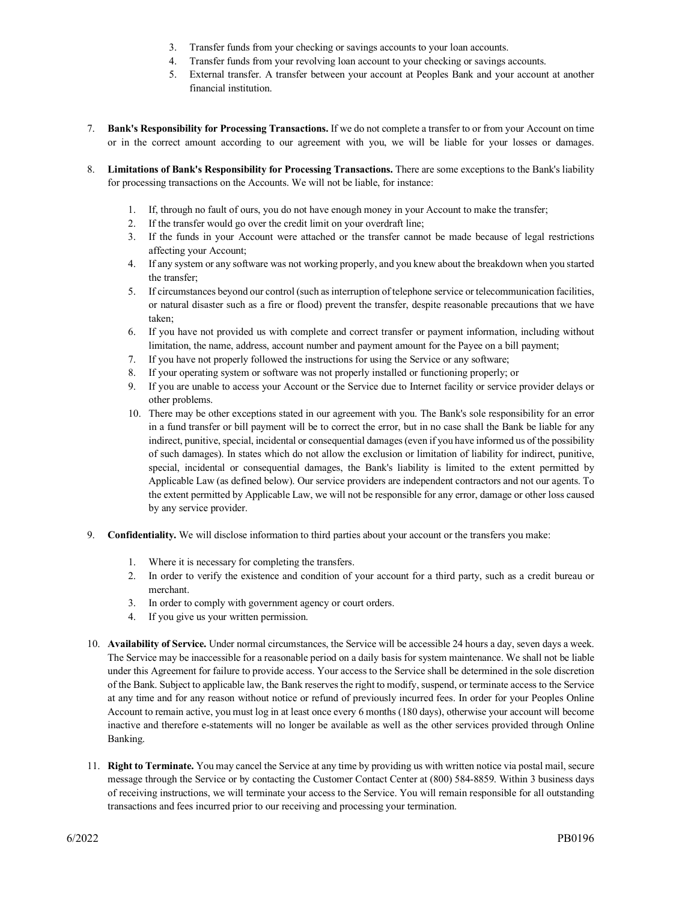3. Transfer funds from your checking or savings accounts to your loan accounts.
4. Transfer funds from your revolving loan account to your checking or savings accounts.
5. External transfer. A transfer between your account at Peoples Bank and your account at another financial institution.

7. **Bank's Responsibility for Processing Transactions.** If we do not complete a transfer to or from your Account on time or in the correct amount according to our agreement with you, we will be liable for your losses or damages.

8. **Limitations of Bank's Responsibility for Processing Transactions.** There are some exceptions to the Bank's liability for processing transactions on the Accounts. We will not be liable, for instance:

    1. If, through no fault of ours, you do not have enough money in your Account to make the transfer;
    2. If the transfer would go over the credit limit on your overdraft line;
    3. If the funds in your Account were attached or the transfer cannot be made because of legal restrictions affecting your Account;
    4. If any system or any software was not working properly, and you knew about the breakdown when you started the transfer;
    5. If circumstances beyond our control (such as interruption of telephone service or telecommunication facilities, or natural disaster such as a fire or flood) prevent the transfer, despite reasonable precautions that we have taken;
    6. If you have not provided us with complete and correct transfer or payment information, including without limitation, the name, address, account number and payment amount for the Payee on a bill payment;
    7. If you have not properly followed the instructions for using the Service or any software;
    8. If your operating system or software was not properly installed or functioning properly; or
    9. If you are unable to access your Account or the Service due to Internet facility or service provider delays or other problems.
    10. There may be other exceptions stated in our agreement with you. The Bank's sole responsibility for an error in a fund transfer or bill payment will be to correct the error, but in no case shall the Bank be liable for any indirect, punitive, special, incidental or consequential damages (even if you have informed us of the possibility of such damages). In states which do not allow the exclusion or limitation of liability for indirect, punitive, special, incidental or consequential damages, the Bank's liability is limited to the extent permitted by Applicable Law (as defined below). Our service providers are independent contractors and not our agents. To the extent permitted by Applicable Law, we will not be responsible for any error, damage or other loss caused by any service provider.

9. **Confidentiality.** We will disclose information to third parties about your account or the transfers you make:

    1. Where it is necessary for completing the transfers.
    2. In order to verify the existence and condition of your account for a third party, such as a credit bureau or merchant.
    3. In order to comply with government agency or court orders.
    4. If you give us your written permission.

10. **Availability of Service.** Under normal circumstances, the Service will be accessible 24 hours a day, seven days a week. The Service may be inaccessible for a reasonable period on a daily basis for system maintenance. We shall not be liable under this Agreement for failure to provide access. Your access to the Service shall be determined in the sole discretion of the Bank. Subject to applicable law, the Bank reserves the right to modify, suspend, or terminate access to the Service at any time and for any reason without notice or refund of previously incurred fees. In order for your Peoples Online Account to remain active, you must log in at least once every 6 months (180 days), otherwise your account will become inactive and therefore e-statements will no longer be available as well as the other services provided through Online Banking.

11. **Right to Terminate.** You may cancel the Service at any time by providing us with written notice via postal mail, secure message through the Service or by contacting the Customer Contact Center at (800) 584-8859. Within 3 business days of receiving instructions, we will terminate your access to the Service. You will remain responsible for all outstanding transactions and fees incurred prior to our receiving and processing your termination.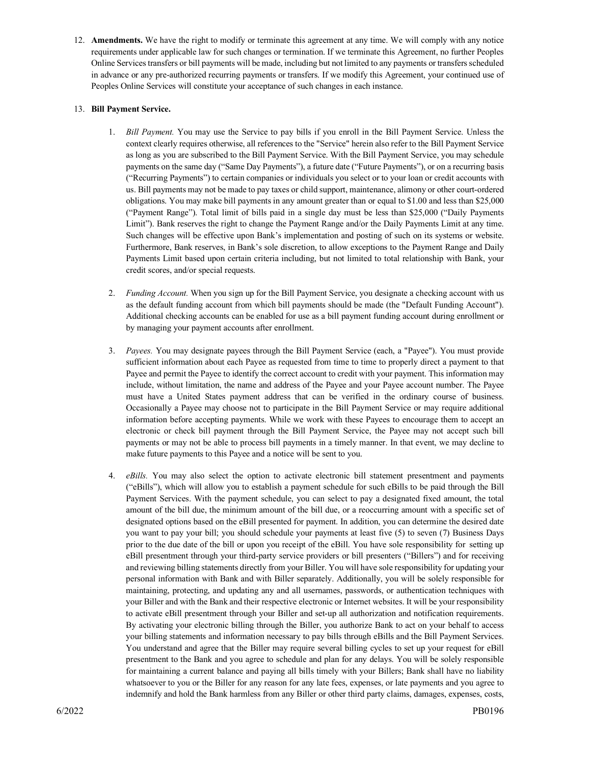12. **Amendments.** We have the right to modify or terminate this agreement at any time. We will comply with any notice requirements under applicable law for such changes or termination. If we terminate this Agreement, no further Peoples Online Services transfers or bill payments will be made, including but not limited to any payments or transfers scheduled in advance or any pre-authorized recurring payments or transfers. If we modify this Agreement, your continued use of Peoples Online Services will constitute your acceptance of such changes in each instance.

13. **Bill Payment Service.**

    1. *Bill Payment.* You may use the Service to pay bills if you enroll in the Bill Payment Service. Unless the context clearly requires otherwise, all references to the "Service" herein also refer to the Bill Payment Service as long as you are subscribed to the Bill Payment Service. With the Bill Payment Service, you may schedule payments on the same day ("Same Day Payments"), a future date ("Future Payments"), or on a recurring basis ("Recurring Payments") to certain companies or individuals you select or to your loan or credit accounts with us. Bill payments may not be made to pay taxes or child support, maintenance, alimony or other court-ordered obligations. You may make bill payments in any amount greater than or equal to $1.00 and less than $25,000 ("Payment Range"). Total limit of bills paid in a single day must be less than $25,000 ("Daily Payments Limit"). Bank reserves the right to change the Payment Range and/or the Daily Payments Limit at any time. Such changes will be effective upon Bank's implementation and posting of such on its systems or website. Furthermore, Bank reserves, in Bank's sole discretion, to allow exceptions to the Payment Range and Daily Payments Limit based upon certain criteria including, but not limited to total relationship with Bank, your credit scores, and/or special requests.

    2. *Funding Account.* When you sign up for the Bill Payment Service, you designate a checking account with us as the default funding account from which bill payments should be made (the "Default Funding Account"). Additional checking accounts can be enabled for use as a bill payment funding account during enrollment or by managing your payment accounts after enrollment.

    3. *Payees.* You may designate payees through the Bill Payment Service (each, a "Payee"). You must provide sufficient information about each Payee as requested from time to time to properly direct a payment to that Payee and permit the Payee to identify the correct account to credit with your payment. This information may include, without limitation, the name and address of the Payee and your Payee account number. The Payee must have a United States payment address that can be verified in the ordinary course of business. Occasionally a Payee may choose not to participate in the Bill Payment Service or may require additional information before accepting payments. While we work with these Payees to encourage them to accept an electronic or check bill payment through the Bill Payment Service, the Payee may not accept such bill payments or may not be able to process bill payments in a timely manner. In that event, we may decline to make future payments to this Payee and a notice will be sent to you.

    4. *eBills.* You may also select the option to activate electronic bill statement presentment and payments ("eBills"), which will allow you to establish a payment schedule for such eBills to be paid through the Bill Payment Services. With the payment schedule, you can select to pay a designated fixed amount, the total amount of the bill due, the minimum amount of the bill due, or a reoccurring amount with a specific set of designated options based on the eBill presented for payment. In addition, you can determine the desired date you want to pay your bill; you should schedule your payments at least five (5) to seven (7) Business Days prior to the due date of the bill or upon you receipt of the eBill. You have sole responsibility for setting up eBill presentment through your third-party service providers or bill presenters ("Billers") and for receiving and reviewing billing statements directly from your Biller. You will have sole responsibility for updating your personal information with Bank and with Biller separately. Additionally, you will be solely responsible for maintaining, protecting, and updating any and all usernames, passwords, or authentication techniques with your Biller and with the Bank and their respective electronic or Internet websites. It will be your responsibility to activate eBill presentment through your Biller and set-up all authorization and notification requirements. By activating your electronic billing through the Biller, you authorize Bank to act on your behalf to access your billing statements and information necessary to pay bills through eBills and the Bill Payment Services. You understand and agree that the Biller may require several billing cycles to set up your request for eBill presentment to the Bank and you agree to schedule and plan for any delays. You will be solely responsible for maintaining a current balance and paying all bills timely with your Billers; Bank shall have no liability whatsoever to you or the Biller for any reason for any late fees, expenses, or late payments and you agree to indemnify and hold the Bank harmless from any Biller or other third party claims, damages, expenses, costs,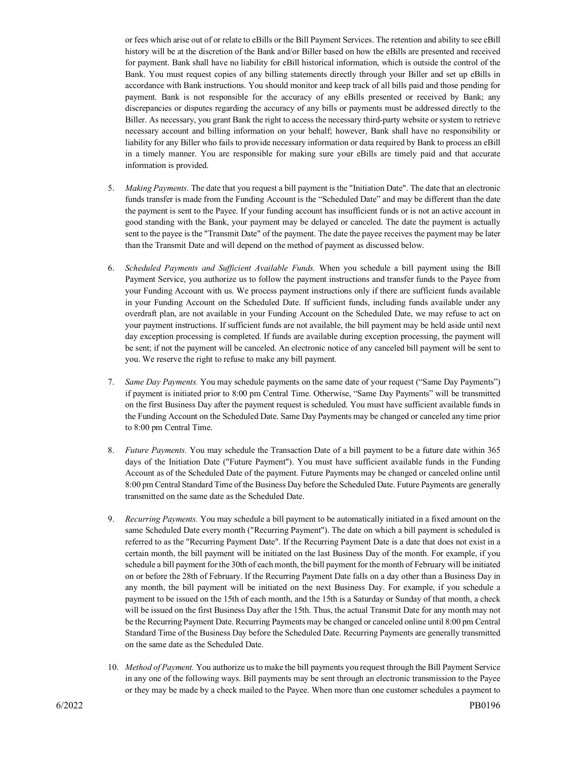or fees which arise out of or relate to eBills or the Bill Payment Services. The retention and ability to see eBill history will be at the discretion of the Bank and/or Biller based on how the eBills are presented and received for payment. Bank shall have no liability for eBill historical information, which is outside the control of the Bank. You must request copies of any billing statements directly through your Biller and set up eBills in accordance with Bank instructions. You should monitor and keep track of all bills paid and those pending for payment. Bank is not responsible for the accuracy of any eBills presented or received by Bank; any discrepancies or disputes regarding the accuracy of any bills or payments must be addressed directly to the Biller. As necessary, you grant Bank the right to access the necessary third-party website or system to retrieve necessary account and billing information on your behalf; however, Bank shall have no responsibility or liability for any Biller who fails to provide necessary information or data required by Bank to process an eBill in a timely manner. You are responsible for making sure your eBills are timely paid and that accurate information is provided.

5. *Making Payments.* The date that you request a bill payment is the "Initiation Date". The date that an electronic funds transfer is made from the Funding Account is the "Scheduled Date" and may be different than the date the payment is sent to the Payee. If your funding account has insufficient funds or is not an active account in good standing with the Bank, your payment may be delayed or canceled. The date the payment is actually sent to the payee is the "Transmit Date" of the payment. The date the payee receives the payment may be later than the Transmit Date and will depend on the method of payment as discussed below.

6. *Scheduled Payments and Sufficient Available Funds.* When you schedule a bill payment using the Bill Payment Service, you authorize us to follow the payment instructions and transfer funds to the Payee from your Funding Account with us. We process payment instructions only if there are sufficient funds available in your Funding Account on the Scheduled Date. If sufficient funds, including funds available under any overdraft plan, are not available in your Funding Account on the Scheduled Date, we may refuse to act on your payment instructions. If sufficient funds are not available, the bill payment may be held aside until next day exception processing is completed. If funds are available during exception processing, the payment will be sent; if not the payment will be canceled. An electronic notice of any canceled bill payment will be sent to you. We reserve the right to refuse to make any bill payment.

7. *Same Day Payments.* You may schedule payments on the same date of your request ("Same Day Payments") if payment is initiated prior to 8:00 pm Central Time. Otherwise, "Same Day Payments" will be transmitted on the first Business Day after the payment request is scheduled. You must have sufficient available funds in the Funding Account on the Scheduled Date. Same Day Payments may be changed or canceled any time prior to 8:00 pm Central Time.

8. *Future Payments.* You may schedule the Transaction Date of a bill payment to be a future date within 365 days of the Initiation Date ("Future Payment"). You must have sufficient available funds in the Funding Account as of the Scheduled Date of the payment. Future Payments may be changed or canceled online until 8:00 pm Central Standard Time of the Business Day before the Scheduled Date. Future Payments are generally transmitted on the same date as the Scheduled Date.

9. *Recurring Payments.* You may schedule a bill payment to be automatically initiated in a fixed amount on the same Scheduled Date every month ("Recurring Payment"). The date on which a bill payment is scheduled is referred to as the "Recurring Payment Date". If the Recurring Payment Date is a date that does not exist in a certain month, the bill payment will be initiated on the last Business Day of the month. For example, if you schedule a bill payment for the 30th of each month, the bill payment for the month of February will be initiated on or before the 28th of February. If the Recurring Payment Date falls on a day other than a Business Day in any month, the bill payment will be initiated on the next Business Day. For example, if you schedule a payment to be issued on the 15th of each month, and the 15th is a Saturday or Sunday of that month, a check will be issued on the first Business Day after the 15th. Thus, the actual Transmit Date for any month may not be the Recurring Payment Date. Recurring Payments may be changed or canceled online until 8:00 pm Central Standard Time of the Business Day before the Scheduled Date. Recurring Payments are generally transmitted on the same date as the Scheduled Date.

10. *Method of Payment.* You authorize us to make the bill payments you request through the Bill Payment Service in any one of the following ways. Bill payments may be sent through an electronic transmission to the Payee or they may be made by a check mailed to the Payee. When more than one customer schedules a payment to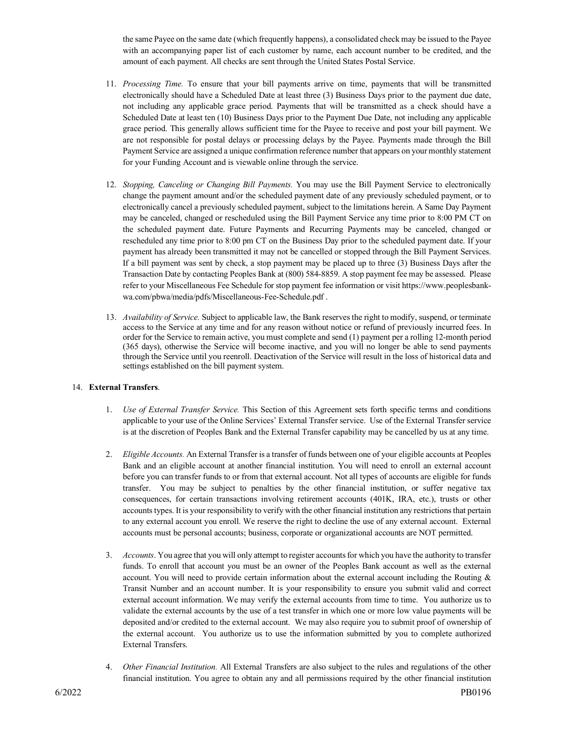the same Payee on the same date (which frequently happens), a consolidated check may be issued to the Payee with an accompanying paper list of each customer by name, each account number to be credited, and the amount of each payment. All checks are sent through the United States Postal Service.

11. *Processing Time.* To ensure that your bill payments arrive on time, payments that will be transmitted electronically should have a Scheduled Date at least three (3) Business Days prior to the payment due date, not including any applicable grace period. Payments that will be transmitted as a check should have a Scheduled Date at least ten (10) Business Days prior to the Payment Due Date, not including any applicable grace period. This generally allows sufficient time for the Payee to receive and post your bill payment. We are not responsible for postal delays or processing delays by the Payee. Payments made through the Bill Payment Service are assigned a unique confirmation reference number that appears on your monthly statement for your Funding Account and is viewable online through the service.

12. *Stopping, Canceling or Changing Bill Payments.* You may use the Bill Payment Service to electronically change the payment amount and/or the scheduled payment date of any previously scheduled payment, or to electronically cancel a previously scheduled payment, subject to the limitations herein. A Same Day Payment may be canceled, changed or rescheduled using the Bill Payment Service any time prior to 8:00 PM CT on the scheduled payment date. Future Payments and Recurring Payments may be canceled, changed or rescheduled any time prior to 8:00 pm CT on the Business Day prior to the scheduled payment date. If your payment has already been transmitted it may not be cancelled or stopped through the Bill Payment Services. If a bill payment was sent by check, a stop payment may be placed up to three (3) Business Days after the Transaction Date by contacting Peoples Bank at (800) 584-8859. A stop payment fee may be assessed. Please refer to your Miscellaneous Fee Schedule for stop payment fee information or visit https://www.peoplesbank-wa.com/pbwa/media/pdfs/Miscellaneous-Fee-Schedule.pdf .

13. *Availability of Service.* Subject to applicable law, the Bank reserves the right to modify, suspend, or terminate access to the Service at any time and for any reason without notice or refund of previously incurred fees. In order for the Service to remain active, you must complete and send (1) payment per a rolling 12-month period (365 days), otherwise the Service will become inactive, and you will no longer be able to send payments through the Service until you reenroll. Deactivation of the Service will result in the loss of historical data and settings established on the bill payment system.

14. **External Transfers**.

    1. *Use of External Transfer Service.* This Section of this Agreement sets forth specific terms and conditions applicable to your use of the Online Services' External Transfer service. Use of the External Transfer service is at the discretion of Peoples Bank and the External Transfer capability may be cancelled by us at any time.

    2. *Eligible Accounts.* An External Transfer is a transfer of funds between one of your eligible accounts at Peoples Bank and an eligible account at another financial institution. You will need to enroll an external account before you can transfer funds to or from that external account. Not all types of accounts are eligible for funds transfer. You may be subject to penalties by the other financial institution, or suffer negative tax consequences, for certain transactions involving retirement accounts (401K, IRA, etc.), trusts or other accounts types. It is your responsibility to verify with the other financial institution any restrictions that pertain to any external account you enroll. We reserve the right to decline the use of any external account. External accounts must be personal accounts; business, corporate or organizational accounts are NOT permitted.

    3. *Accounts*. You agree that you will only attempt to register accounts for which you have the authority to transfer funds. To enroll that account you must be an owner of the Peoples Bank account as well as the external account. You will need to provide certain information about the external account including the Routing & Transit Number and an account number. It is your responsibility to ensure you submit valid and correct external account information. We may verify the external accounts from time to time. You authorize us to validate the external accounts by the use of a test transfer in which one or more low value payments will be deposited and/or credited to the external account. We may also require you to submit proof of ownership of the external account. You authorize us to use the information submitted by you to complete authorized External Transfers.

    4. *Other Financial Institution.* All External Transfers are also subject to the rules and regulations of the other financial institution. You agree to obtain any and all permissions required by the other financial institution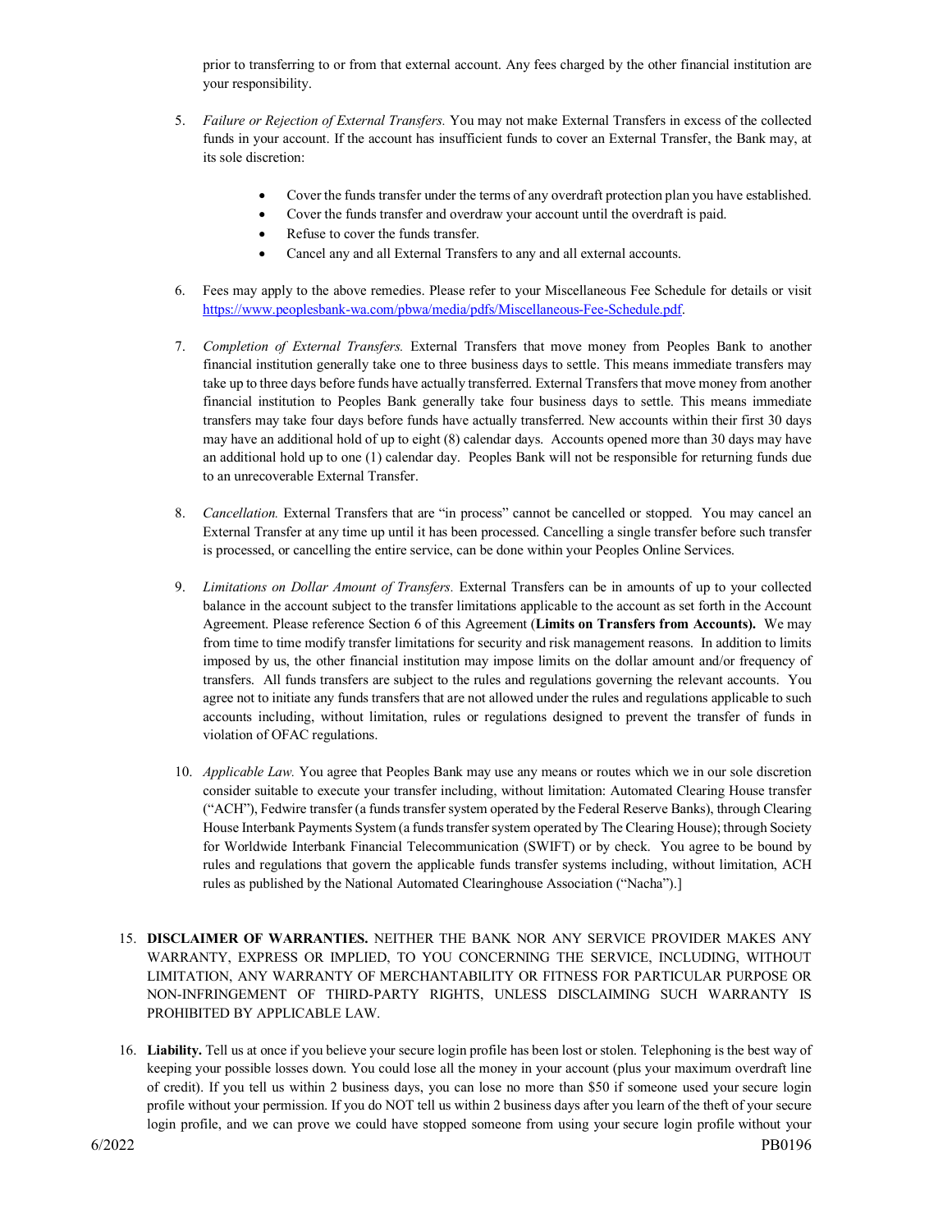prior to transferring to or from that external account. Any fees charged by the other financial institution are your responsibility.

5. *Failure or Rejection of External Transfers.* You may not make External Transfers in excess of the collected funds in your account. If the account has insufficient funds to cover an External Transfer, the Bank may, at its sole discretion:

   - Cover the funds transfer under the terms of any overdraft protection plan you have established.
   - Cover the funds transfer and overdraw your account until the overdraft is paid.
   - Refuse to cover the funds transfer.
   - Cancel any and all External Transfers to any and all external accounts.

6. Fees may apply to the above remedies. Please refer to your Miscellaneous Fee Schedule for details or visit https://www.peoplesbank-wa.com/pbwa/media/pdfs/Miscellaneous-Fee-Schedule.pdf.

7. *Completion of External Transfers.* External Transfers that move money from Peoples Bank to another financial institution generally take one to three business days to settle. This means immediate transfers may take up to three days before funds have actually transferred. External Transfers that move money from another financial institution to Peoples Bank generally take four business days to settle. This means immediate transfers may take four days before funds have actually transferred. New accounts within their first 30 days may have an additional hold of up to eight (8) calendar days. Accounts opened more than 30 days may have an additional hold up to one (1) calendar day. Peoples Bank will not be responsible for returning funds due to an unrecoverable External Transfer.

8. *Cancellation.* External Transfers that are "in process" cannot be cancelled or stopped. You may cancel an External Transfer at any time up until it has been processed. Cancelling a single transfer before such transfer is processed, or cancelling the entire service, can be done within your Peoples Online Services.

9. *Limitations on Dollar Amount of Transfers.* External Transfers can be in amounts of up to your collected balance in the account subject to the transfer limitations applicable to the account as set forth in the Account Agreement. Please reference Section 6 of this Agreement (**Limits on Transfers from Accounts).** We may from time to time modify transfer limitations for security and risk management reasons. In addition to limits imposed by us, the other financial institution may impose limits on the dollar amount and/or frequency of transfers. All funds transfers are subject to the rules and regulations governing the relevant accounts. You agree not to initiate any funds transfers that are not allowed under the rules and regulations applicable to such accounts including, without limitation, rules or regulations designed to prevent the transfer of funds in violation of OFAC regulations.

10. *Applicable Law.* You agree that Peoples Bank may use any means or routes which we in our sole discretion consider suitable to execute your transfer including, without limitation: Automated Clearing House transfer ("ACH"), Fedwire transfer (a funds transfer system operated by the Federal Reserve Banks), through Clearing House Interbank Payments System (a funds transfer system operated by The Clearing House); through Society for Worldwide Interbank Financial Telecommunication (SWIFT) or by check. You agree to be bound by rules and regulations that govern the applicable funds transfer systems including, without limitation, ACH rules as published by the National Automated Clearinghouse Association ("Nacha").]

15. **DISCLAIMER OF WARRANTIES.** NEITHER THE BANK NOR ANY SERVICE PROVIDER MAKES ANY WARRANTY, EXPRESS OR IMPLIED, TO YOU CONCERNING THE SERVICE, INCLUDING, WITHOUT LIMITATION, ANY WARRANTY OF MERCHANTABILITY OR FITNESS FOR PARTICULAR PURPOSE OR NON-INFRINGEMENT OF THIRD-PARTY RIGHTS, UNLESS DISCLAIMING SUCH WARRANTY IS PROHIBITED BY APPLICABLE LAW.

16. **Liability.** Tell us at once if you believe your secure login profile has been lost or stolen. Telephoning is the best way of keeping your possible losses down. You could lose all the money in your account (plus your maximum overdraft line of credit). If you tell us within 2 business days, you can lose no more than $50 if someone used your secure login profile without your permission. If you do NOT tell us within 2 business days after you learn of the theft of your secure login profile, and we can prove we could have stopped someone from using your secure login profile without your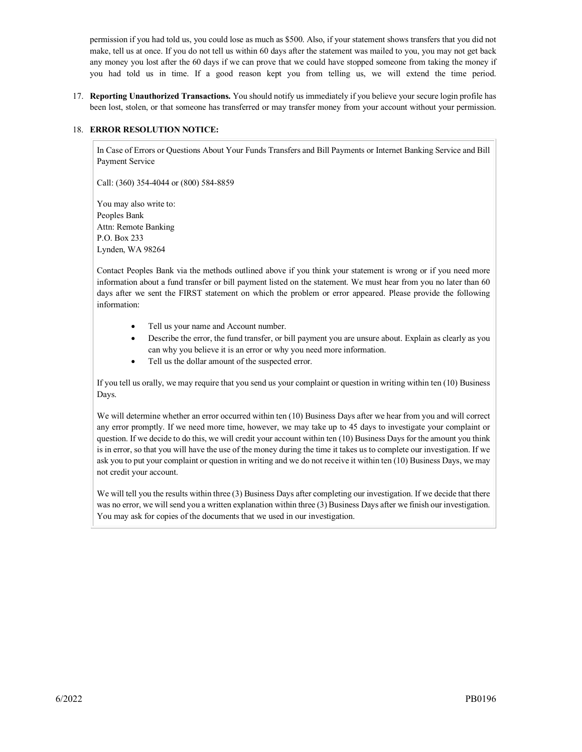permission if you had told us, you could lose as much as $500. Also, if your statement shows transfers that you did not make, tell us at once. If you do not tell us within 60 days after the statement was mailed to you, you may not get back any money you lost after the 60 days if we can prove that we could have stopped someone from taking the money if you had told us in time. If a good reason kept you from telling us, we will extend the time period.

17. **Reporting Unauthorized Transactions.** You should notify us immediately if you believe your secure login profile has been lost, stolen, or that someone has transferred or may transfer money from your account without your permission.

18. **ERROR RESOLUTION NOTICE:**

In Case of Errors or Questions About Your Funds Transfers and Bill Payments or Internet Banking Service and Bill Payment Service

Call: (360) 354-4044 or (800) 584-8859

You may also write to:
Peoples Bank
Attn: Remote Banking
P.O. Box 233
Lynden, WA 98264

Contact Peoples Bank via the methods outlined above if you think your statement is wrong or if you need more information about a fund transfer or bill payment listed on the statement. We must hear from you no later than 60 days after we sent the FIRST statement on which the problem or error appeared. Please provide the following information:

- Tell us your name and Account number.
- Describe the error, the fund transfer, or bill payment you are unsure about. Explain as clearly as you can why you believe it is an error or why you need more information.
- Tell us the dollar amount of the suspected error.

If you tell us orally, we may require that you send us your complaint or question in writing within ten (10) Business Days.

We will determine whether an error occurred within ten (10) Business Days after we hear from you and will correct any error promptly. If we need more time, however, we may take up to 45 days to investigate your complaint or question. If we decide to do this, we will credit your account within ten (10) Business Days for the amount you think is in error, so that you will have the use of the money during the time it takes us to complete our investigation. If we ask you to put your complaint or question in writing and we do not receive it within ten (10) Business Days, we may not credit your account.

We will tell you the results within three (3) Business Days after completing our investigation. If we decide that there was no error, we will send you a written explanation within three (3) Business Days after we finish our investigation. You may ask for copies of the documents that we used in our investigation.

6/2022 PB0196